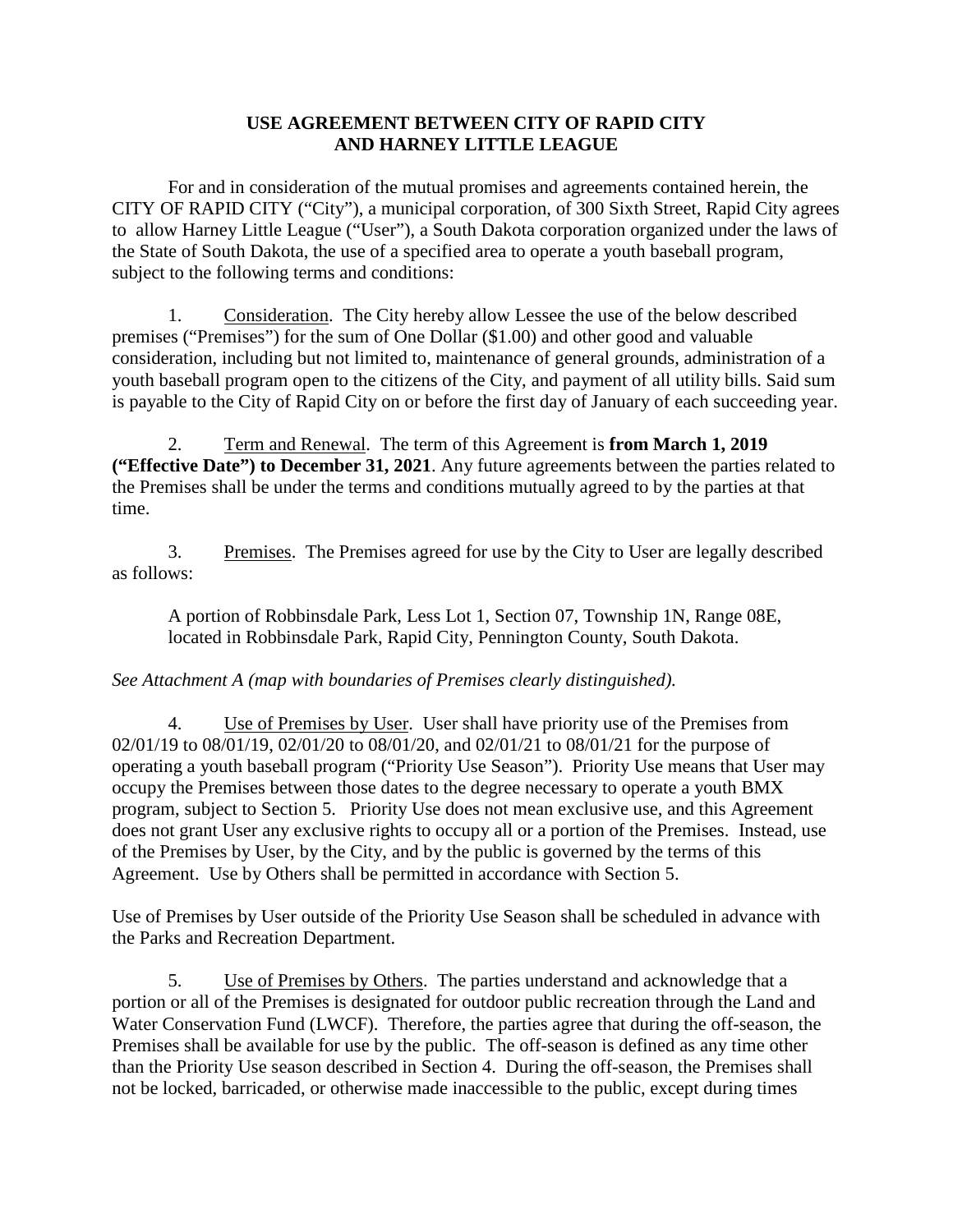**USE AGREEMENT BETWEEN CITY OF RAPID CITY AND HARNEY LITTLE LEAGUE**

For and in consideration of the mutual promises and agreements contained herein, the CITY OF RAPID CITY ("City"), a municipal corporation, of 300 Sixth Street, Rapid City agrees to allow Harney Little League ("User"), a South Dakota corporation organized under the laws of the State of South Dakota, the use of a specified area to operate a youth baseball program, subject to the following terms and conditions:

1. Consideration. The City hereby allow Lessee the use of the below described premises ("Premises") for the sum of One Dollar ($1.00) and other good and valuable consideration, including but not limited to, maintenance of general grounds, administration of a youth baseball program open to the citizens of the City, and payment of all utility bills. Said sum is payable to the City of Rapid City on or before the first day of January of each succeeding year.

2. Term and Renewal. The term of this Agreement is **from March 1, 2019 ("Effective Date") to December 31, 2021**. Any future agreements between the parties related to the Premises shall be under the terms and conditions mutually agreed to by the parties at that time.

3. Premises. The Premises agreed for use by the City to User are legally described as follows:

   A portion of Robbinsdale Park, Less Lot 1, Section 07, Township 1N, Range 08E, located in Robbinsdale Park, Rapid City, Pennington County, South Dakota.

*See Attachment A (map with boundaries of Premises clearly distinguished).*

4. Use of Premises by User. User shall have priority use of the Premises from 02/01/19 to 08/01/19, 02/01/20 to 08/01/20, and 02/01/21 to 08/01/21 for the purpose of operating a youth baseball program ("Priority Use Season"). Priority Use means that User may occupy the Premises between those dates to the degree necessary to operate a youth BMX program, subject to Section 5. Priority Use does not mean exclusive use, and this Agreement does not grant User any exclusive rights to occupy all or a portion of the Premises. Instead, use of the Premises by User, by the City, and by the public is governed by the terms of this Agreement. Use by Others shall be permitted in accordance with Section 5.

Use of Premises by User outside of the Priority Use Season shall be scheduled in advance with the Parks and Recreation Department.

5. Use of Premises by Others. The parties understand and acknowledge that a portion or all of the Premises is designated for outdoor public recreation through the Land and Water Conservation Fund (LWCF). Therefore, the parties agree that during the off-season, the Premises shall be available for use by the public. The off-season is defined as any time other than the Priority Use season described in Section 4. During the off-season, the Premises shall not be locked, barricaded, or otherwise made inaccessible to the public, except during times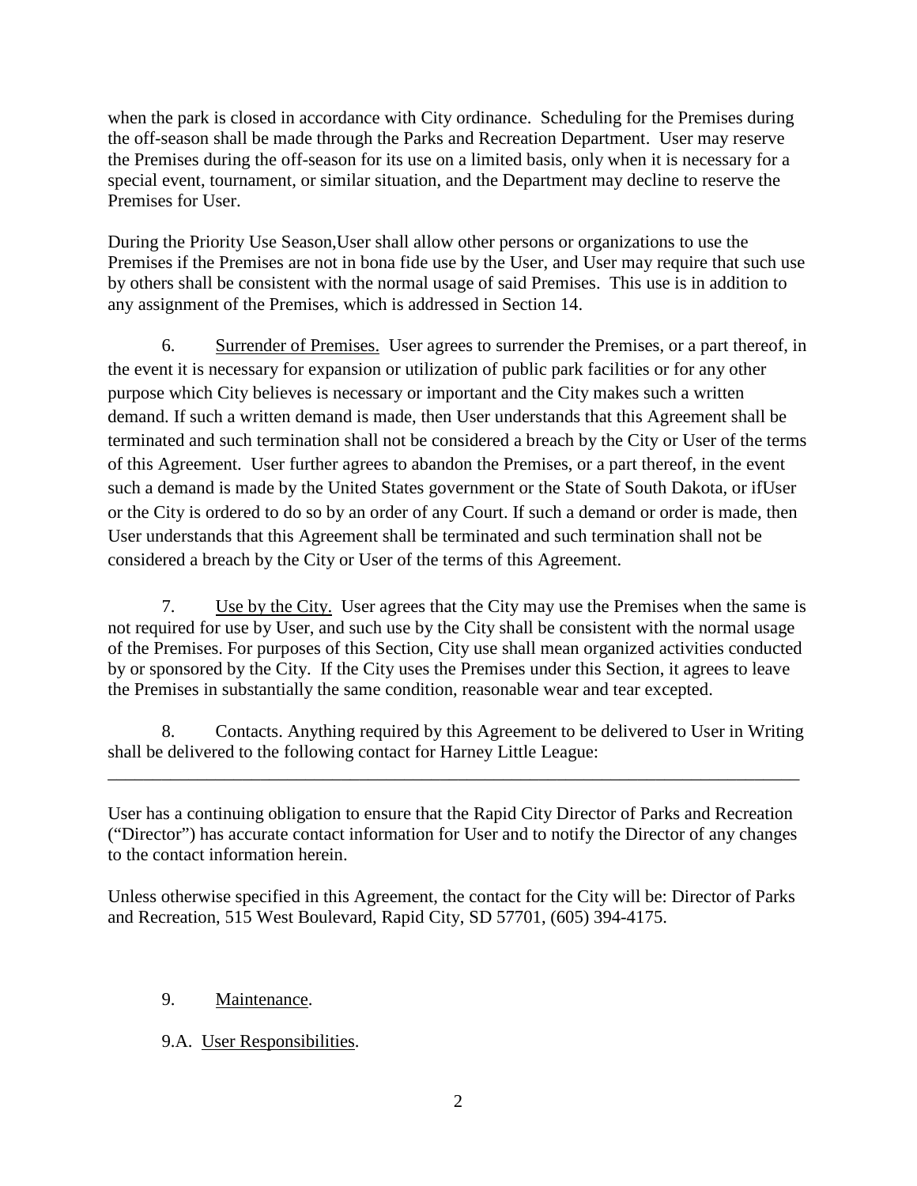when the park is closed in accordance with City ordinance. Scheduling for the Premises during the off-season shall be made through the Parks and Recreation Department. User may reserve the Premises during the off-season for its use on a limited basis, only when it is necessary for a special event, tournament, or similar situation, and the Department may decline to reserve the Premises for User.

During the Priority Use Season,User shall allow other persons or organizations to use the Premises if the Premises are not in bona fide use by the User, and User may require that such use by others shall be consistent with the normal usage of said Premises. This use is in addition to any assignment of the Premises, which is addressed in Section 14.

6. Surrender of Premises. User agrees to surrender the Premises, or a part thereof, in the event it is necessary for expansion or utilization of public park facilities or for any other purpose which City believes is necessary or important and the City makes such a written demand. If such a written demand is made, then User understands that this Agreement shall be terminated and such termination shall not be considered a breach by the City or User of the terms of this Agreement. User further agrees to abandon the Premises, or a part thereof, in the event such a demand is made by the United States government or the State of South Dakota, or ifUser or the City is ordered to do so by an order of any Court. If such a demand or order is made, then User understands that this Agreement shall be terminated and such termination shall not be considered a breach by the City or User of the terms of this Agreement.

7. Use by the City. User agrees that the City may use the Premises when the same is not required for use by User, and such use by the City shall be consistent with the normal usage of the Premises. For purposes of this Section, City use shall mean organized activities conducted by or sponsored by the City. If the City uses the Premises under this Section, it agrees to leave the Premises in substantially the same condition, reasonable wear and tear excepted.

8. Contacts. Anything required by this Agreement to be delivered to User in Writing shall be delivered to the following contact for Harney Little League:

\_\_\_\_\_\_\_\_\_\_\_\_\_\_\_\_\_\_\_\_\_\_\_\_\_\_\_\_\_\_\_\_\_\_\_\_\_\_\_\_\_\_\_\_\_\_\_\_\_\_\_\_\_\_\_\_\_\_\_\_\_\_\_\_\_\_\_\_\_\_\_\_\_\_\_\_

User has a continuing obligation to ensure that the Rapid City Director of Parks and Recreation ("Director") has accurate contact information for User and to notify the Director of any changes to the contact information herein.

Unless otherwise specified in this Agreement, the contact for the City will be: Director of Parks and Recreation, 515 West Boulevard, Rapid City, SD 57701, (605) 394-4175.

9. Maintenance.

9.A. User Responsibilities.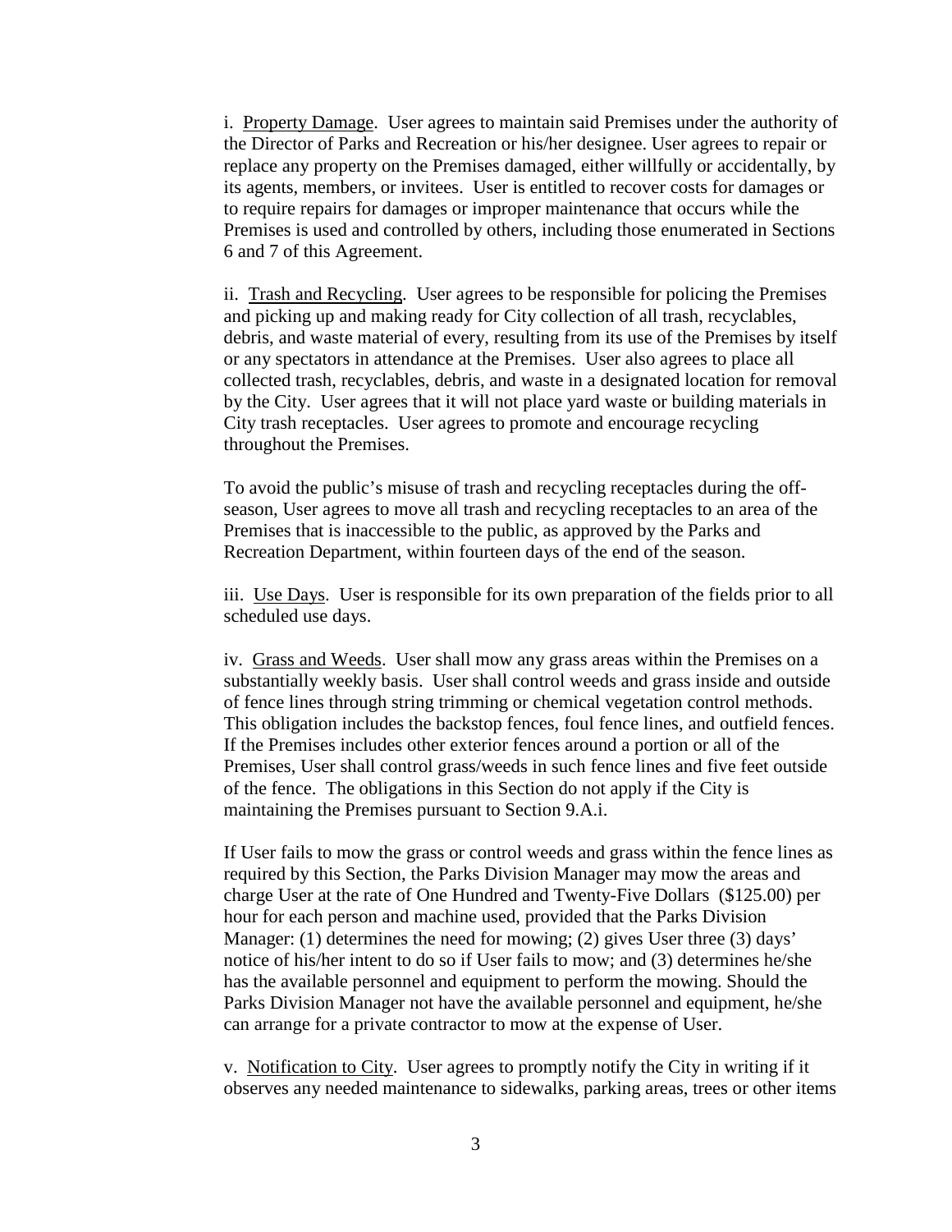i. <u>Property Damage</u>. User agrees to maintain said Premises under the authority of the Director of Parks and Recreation or his/her designee. User agrees to repair or replace any property on the Premises damaged, either willfully or accidentally, by its agents, members, or invitees. User is entitled to recover costs for damages or to require repairs for damages or improper maintenance that occurs while the Premises is used and controlled by others, including those enumerated in Sections 6 and 7 of this Agreement.

ii. <u>Trash and Recycling</u>. User agrees to be responsible for policing the Premises and picking up and making ready for City collection of all trash, recyclables, debris, and waste material of every, resulting from its use of the Premises by itself or any spectators in attendance at the Premises. User also agrees to place all collected trash, recyclables, debris, and waste in a designated location for removal by the City. User agrees that it will not place yard waste or building materials in City trash receptacles. User agrees to promote and encourage recycling throughout the Premises.

To avoid the public's misuse of trash and recycling receptacles during the off-season, User agrees to move all trash and recycling receptacles to an area of the Premises that is inaccessible to the public, as approved by the Parks and Recreation Department, within fourteen days of the end of the season.

iii. <u>Use Days</u>. User is responsible for its own preparation of the fields prior to all scheduled use days.

iv. <u>Grass and Weeds</u>. User shall mow any grass areas within the Premises on a substantially weekly basis. User shall control weeds and grass inside and outside of fence lines through string trimming or chemical vegetation control methods. This obligation includes the backstop fences, foul fence lines, and outfield fences. If the Premises includes other exterior fences around a portion or all of the Premises, User shall control grass/weeds in such fence lines and five feet outside of the fence. The obligations in this Section do not apply if the City is maintaining the Premises pursuant to Section 9.A.i.

If User fails to mow the grass or control weeds and grass within the fence lines as required by this Section, the Parks Division Manager may mow the areas and charge User at the rate of One Hundred and Twenty-Five Dollars ($125.00) per hour for each person and machine used, provided that the Parks Division Manager: (1) determines the need for mowing; (2) gives User three (3) days' notice of his/her intent to do so if User fails to mow; and (3) determines he/she has the available personnel and equipment to perform the mowing. Should the Parks Division Manager not have the available personnel and equipment, he/she can arrange for a private contractor to mow at the expense of User.

v. <u>Notification to City</u>. User agrees to promptly notify the City in writing if it observes any needed maintenance to sidewalks, parking areas, trees or other items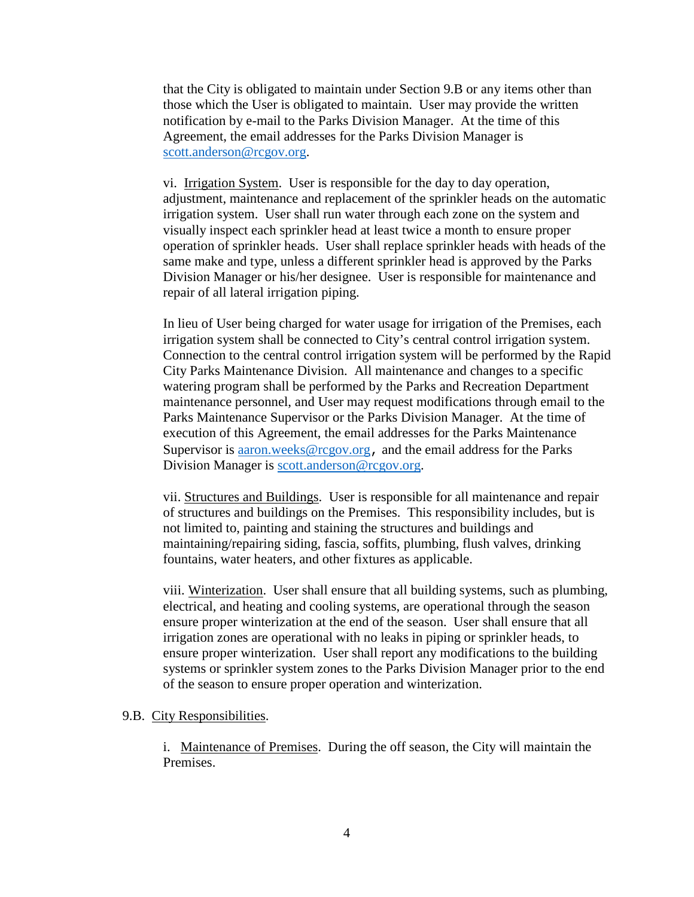that the City is obligated to maintain under Section 9.B or any items other than those which the User is obligated to maintain. User may provide the written notification by e-mail to the Parks Division Manager. At the time of this Agreement, the email addresses for the Parks Division Manager is scott.anderson@rcgov.org.

vi. Irrigation System. User is responsible for the day to day operation, adjustment, maintenance and replacement of the sprinkler heads on the automatic irrigation system. User shall run water through each zone on the system and visually inspect each sprinkler head at least twice a month to ensure proper operation of sprinkler heads. User shall replace sprinkler heads with heads of the same make and type, unless a different sprinkler head is approved by the Parks Division Manager or his/her designee. User is responsible for maintenance and repair of all lateral irrigation piping.

In lieu of User being charged for water usage for irrigation of the Premises, each irrigation system shall be connected to City's central control irrigation system. Connection to the central control irrigation system will be performed by the Rapid City Parks Maintenance Division. All maintenance and changes to a specific watering program shall be performed by the Parks and Recreation Department maintenance personnel, and User may request modifications through email to the Parks Maintenance Supervisor or the Parks Division Manager. At the time of execution of this Agreement, the email addresses for the Parks Maintenance Supervisor is aaron.weeks@rcgov.org, and the email address for the Parks Division Manager is scott.anderson@rcgov.org.

vii. Structures and Buildings. User is responsible for all maintenance and repair of structures and buildings on the Premises. This responsibility includes, but is not limited to, painting and staining the structures and buildings and maintaining/repairing siding, fascia, soffits, plumbing, flush valves, drinking fountains, water heaters, and other fixtures as applicable.

viii. Winterization. User shall ensure that all building systems, such as plumbing, electrical, and heating and cooling systems, are operational through the season ensure proper winterization at the end of the season. User shall ensure that all irrigation zones are operational with no leaks in piping or sprinkler heads, to ensure proper winterization. User shall report any modifications to the building systems or sprinkler system zones to the Parks Division Manager prior to the end of the season to ensure proper operation and winterization.

9.B. City Responsibilities.

i. Maintenance of Premises. During the off season, the City will maintain the Premises.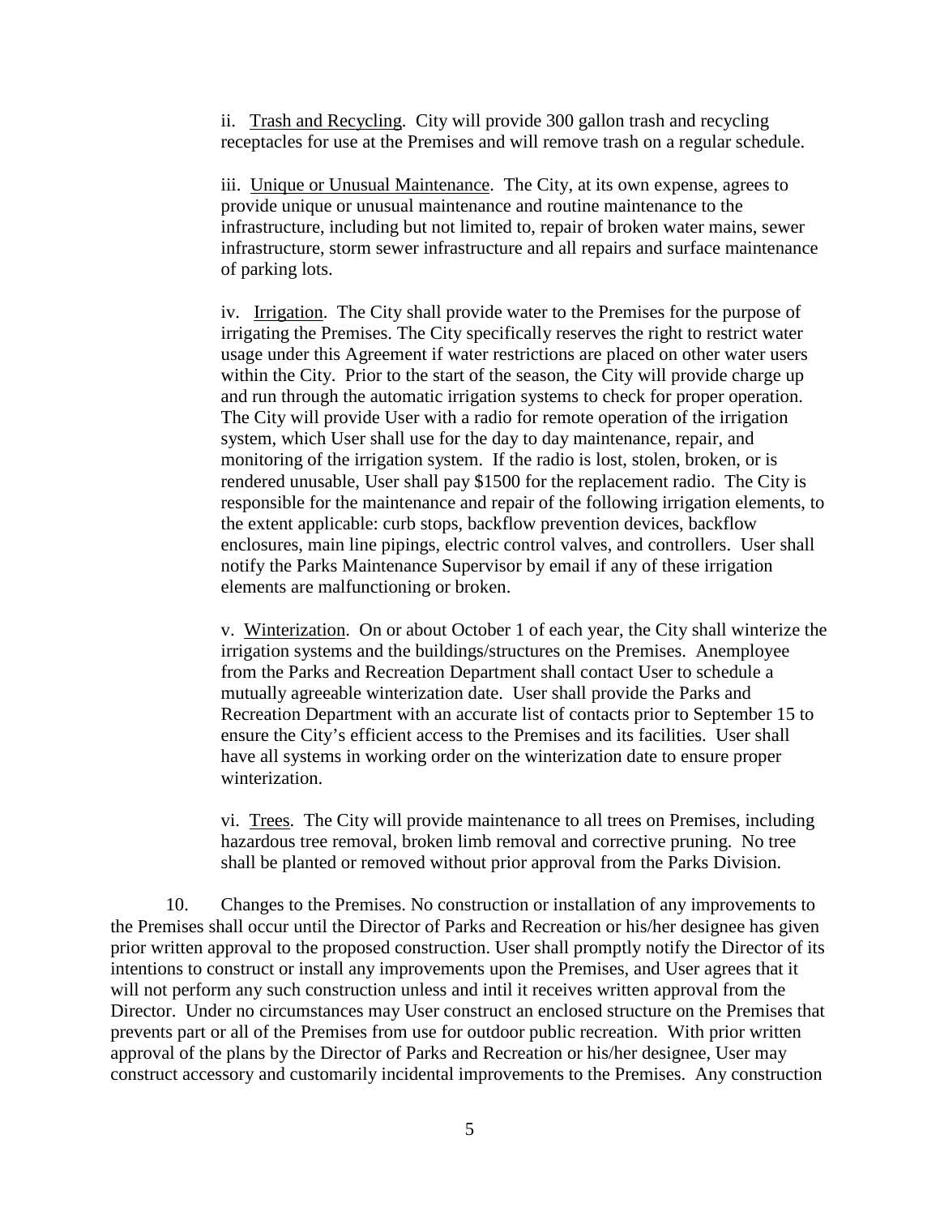ii. Trash and Recycling. City will provide 300 gallon trash and recycling receptacles for use at the Premises and will remove trash on a regular schedule.

iii. Unique or Unusual Maintenance. The City, at its own expense, agrees to provide unique or unusual maintenance and routine maintenance to the infrastructure, including but not limited to, repair of broken water mains, sewer infrastructure, storm sewer infrastructure and all repairs and surface maintenance of parking lots.

iv. Irrigation. The City shall provide water to the Premises for the purpose of irrigating the Premises. The City specifically reserves the right to restrict water usage under this Agreement if water restrictions are placed on other water users within the City. Prior to the start of the season, the City will provide charge up and run through the automatic irrigation systems to check for proper operation. The City will provide User with a radio for remote operation of the irrigation system, which User shall use for the day to day maintenance, repair, and monitoring of the irrigation system. If the radio is lost, stolen, broken, or is rendered unusable, User shall pay $1500 for the replacement radio. The City is responsible for the maintenance and repair of the following irrigation elements, to the extent applicable: curb stops, backflow prevention devices, backflow enclosures, main line pipings, electric control valves, and controllers. User shall notify the Parks Maintenance Supervisor by email if any of these irrigation elements are malfunctioning or broken.

v. Winterization. On or about October 1 of each year, the City shall winterize the irrigation systems and the buildings/structures on the Premises. Anemployee from the Parks and Recreation Department shall contact User to schedule a mutually agreeable winterization date. User shall provide the Parks and Recreation Department with an accurate list of contacts prior to September 15 to ensure the City's efficient access to the Premises and its facilities. User shall have all systems in working order on the winterization date to ensure proper winterization.

vi. Trees. The City will provide maintenance to all trees on Premises, including hazardous tree removal, broken limb removal and corrective pruning. No tree shall be planted or removed without prior approval from the Parks Division.

10. Changes to the Premises. No construction or installation of any improvements to the Premises shall occur until the Director of Parks and Recreation or his/her designee has given prior written approval to the proposed construction. User shall promptly notify the Director of its intentions to construct or install any improvements upon the Premises, and User agrees that it will not perform any such construction unless and until it receives written approval from the Director. Under no circumstances may User construct an enclosed structure on the Premises that prevents part or all of the Premises from use for outdoor public recreation. With prior written approval of the plans by the Director of Parks and Recreation or his/her designee, User may construct accessory and customarily incidental improvements to the Premises. Any construction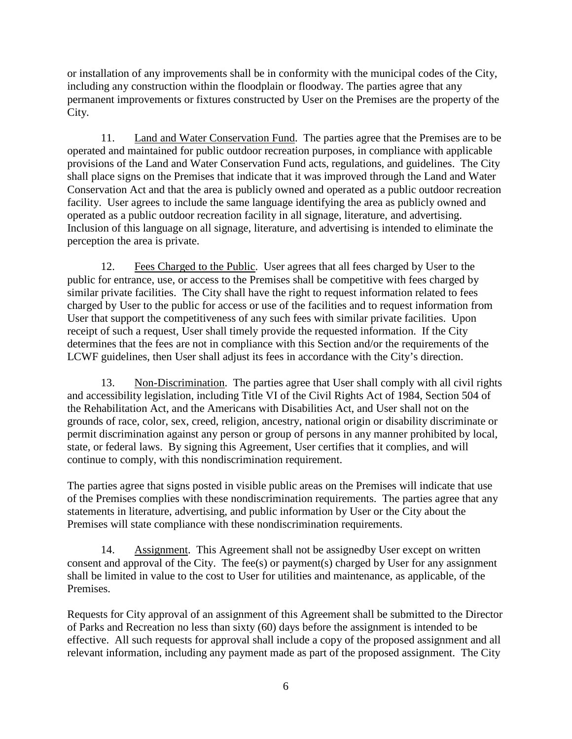or installation of any improvements shall be in conformity with the municipal codes of the City, including any construction within the floodplain or floodway. The parties agree that any permanent improvements or fixtures constructed by User on the Premises are the property of the City.

11. Land and Water Conservation Fund. The parties agree that the Premises are to be operated and maintained for public outdoor recreation purposes, in compliance with applicable provisions of the Land and Water Conservation Fund acts, regulations, and guidelines. The City shall place signs on the Premises that indicate that it was improved through the Land and Water Conservation Act and that the area is publicly owned and operated as a public outdoor recreation facility. User agrees to include the same language identifying the area as publicly owned and operated as a public outdoor recreation facility in all signage, literature, and advertising. Inclusion of this language on all signage, literature, and advertising is intended to eliminate the perception the area is private.

12. Fees Charged to the Public. User agrees that all fees charged by User to the public for entrance, use, or access to the Premises shall be competitive with fees charged by similar private facilities. The City shall have the right to request information related to fees charged by User to the public for access or use of the facilities and to request information from User that support the competitiveness of any such fees with similar private facilities. Upon receipt of such a request, User shall timely provide the requested information. If the City determines that the fees are not in compliance with this Section and/or the requirements of the LCWF guidelines, then User shall adjust its fees in accordance with the City's direction.

13. Non-Discrimination. The parties agree that User shall comply with all civil rights and accessibility legislation, including Title VI of the Civil Rights Act of 1984, Section 504 of the Rehabilitation Act, and the Americans with Disabilities Act, and User shall not on the grounds of race, color, sex, creed, religion, ancestry, national origin or disability discriminate or permit discrimination against any person or group of persons in any manner prohibited by local, state, or federal laws. By signing this Agreement, User certifies that it complies, and will continue to comply, with this nondiscrimination requirement.

The parties agree that signs posted in visible public areas on the Premises will indicate that use of the Premises complies with these nondiscrimination requirements. The parties agree that any statements in literature, advertising, and public information by User or the City about the Premises will state compliance with these nondiscrimination requirements.

14. Assignment. This Agreement shall not be assignedby User except on written consent and approval of the City. The fee(s) or payment(s) charged by User for any assignment shall be limited in value to the cost to User for utilities and maintenance, as applicable, of the Premises.

Requests for City approval of an assignment of this Agreement shall be submitted to the Director of Parks and Recreation no less than sixty (60) days before the assignment is intended to be effective. All such requests for approval shall include a copy of the proposed assignment and all relevant information, including any payment made as part of the proposed assignment. The City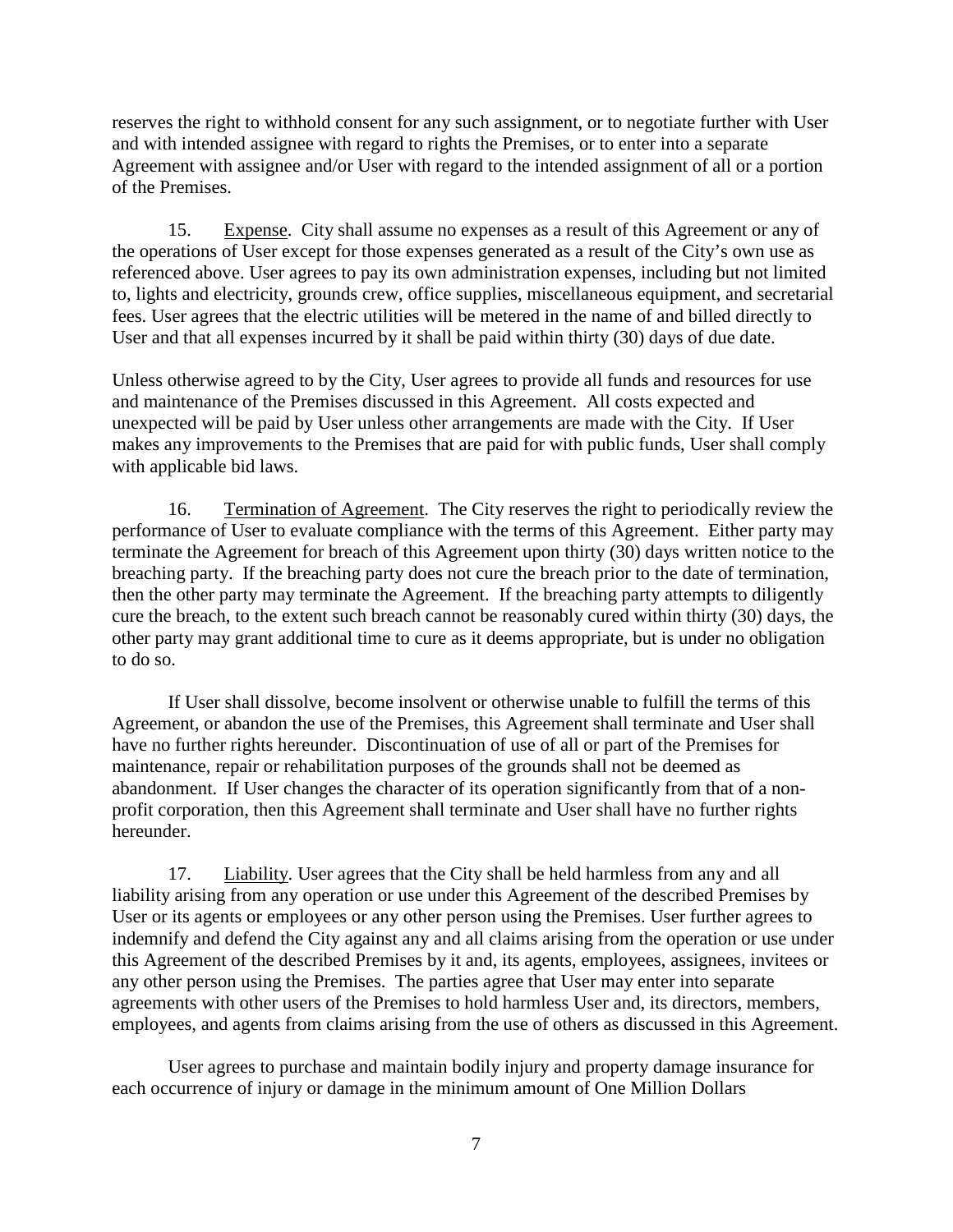reserves the right to withhold consent for any such assignment, or to negotiate further with User and with intended assignee with regard to rights the Premises, or to enter into a separate Agreement with assignee and/or User with regard to the intended assignment of all or a portion of the Premises.

15. Expense. City shall assume no expenses as a result of this Agreement or any of the operations of User except for those expenses generated as a result of the City's own use as referenced above. User agrees to pay its own administration expenses, including but not limited to, lights and electricity, grounds crew, office supplies, miscellaneous equipment, and secretarial fees. User agrees that the electric utilities will be metered in the name of and billed directly to User and that all expenses incurred by it shall be paid within thirty (30) days of due date.

Unless otherwise agreed to by the City, User agrees to provide all funds and resources for use and maintenance of the Premises discussed in this Agreement. All costs expected and unexpected will be paid by User unless other arrangements are made with the City. If User makes any improvements to the Premises that are paid for with public funds, User shall comply with applicable bid laws.

16. Termination of Agreement. The City reserves the right to periodically review the performance of User to evaluate compliance with the terms of this Agreement. Either party may terminate the Agreement for breach of this Agreement upon thirty (30) days written notice to the breaching party. If the breaching party does not cure the breach prior to the date of termination, then the other party may terminate the Agreement. If the breaching party attempts to diligently cure the breach, to the extent such breach cannot be reasonably cured within thirty (30) days, the other party may grant additional time to cure as it deems appropriate, but is under no obligation to do so.

If User shall dissolve, become insolvent or otherwise unable to fulfill the terms of this Agreement, or abandon the use of the Premises, this Agreement shall terminate and User shall have no further rights hereunder. Discontinuation of use of all or part of the Premises for maintenance, repair or rehabilitation purposes of the grounds shall not be deemed as abandonment. If User changes the character of its operation significantly from that of a non-profit corporation, then this Agreement shall terminate and User shall have no further rights hereunder.

17. Liability. User agrees that the City shall be held harmless from any and all liability arising from any operation or use under this Agreement of the described Premises by User or its agents or employees or any other person using the Premises. User further agrees to indemnify and defend the City against any and all claims arising from the operation or use under this Agreement of the described Premises by it and, its agents, employees, assignees, invitees or any other person using the Premises. The parties agree that User may enter into separate agreements with other users of the Premises to hold harmless User and, its directors, members, employees, and agents from claims arising from the use of others as discussed in this Agreement.

User agrees to purchase and maintain bodily injury and property damage insurance for each occurrence of injury or damage in the minimum amount of One Million Dollars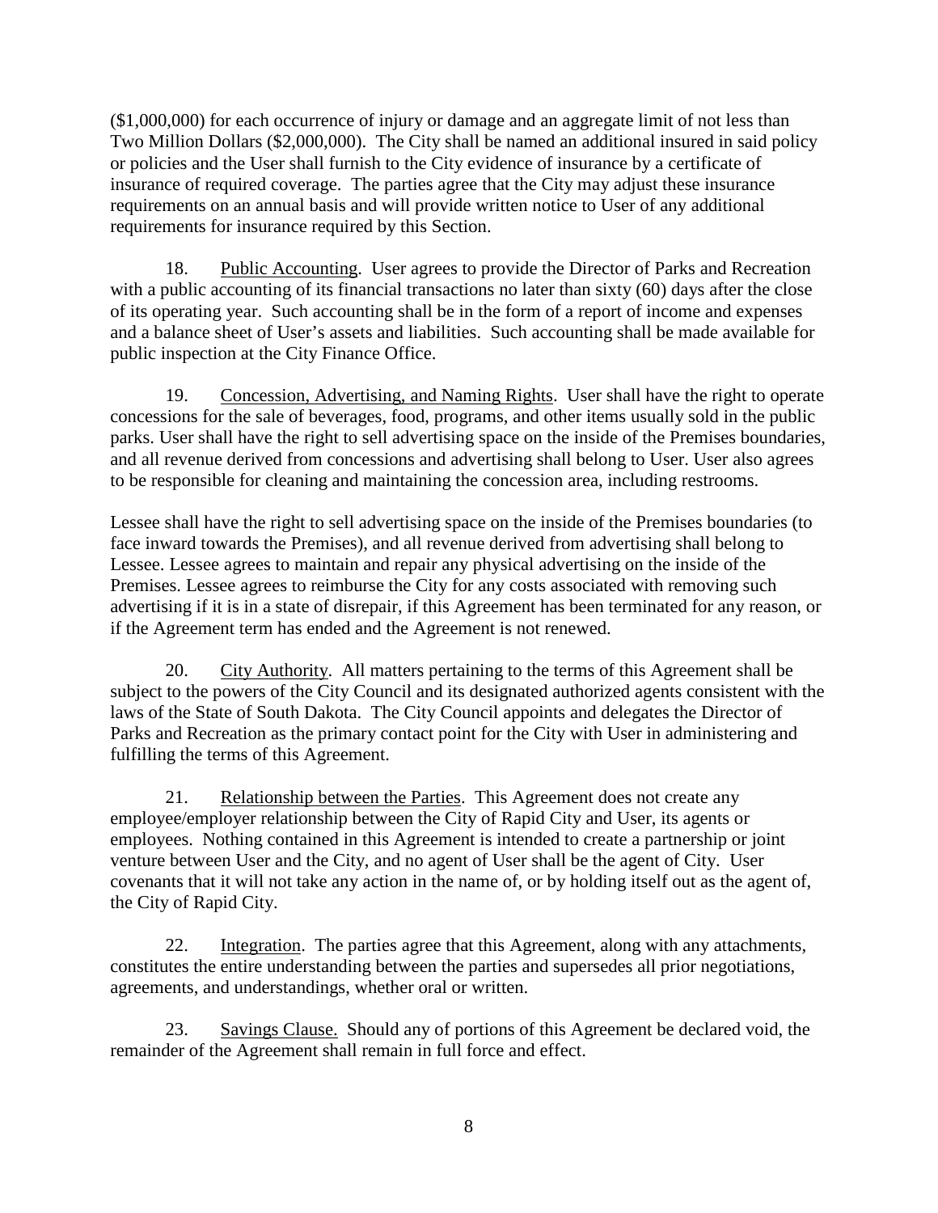($1,000,000) for each occurrence of injury or damage and an aggregate limit of not less than Two Million Dollars ($2,000,000). The City shall be named an additional insured in said policy or policies and the User shall furnish to the City evidence of insurance by a certificate of insurance of required coverage. The parties agree that the City may adjust these insurance requirements on an annual basis and will provide written notice to User of any additional requirements for insurance required by this Section.

18. Public Accounting. User agrees to provide the Director of Parks and Recreation with a public accounting of its financial transactions no later than sixty (60) days after the close of its operating year. Such accounting shall be in the form of a report of income and expenses and a balance sheet of User's assets and liabilities. Such accounting shall be made available for public inspection at the City Finance Office.

19. Concession, Advertising, and Naming Rights. User shall have the right to operate concessions for the sale of beverages, food, programs, and other items usually sold in the public parks. User shall have the right to sell advertising space on the inside of the Premises boundaries, and all revenue derived from concessions and advertising shall belong to User. User also agrees to be responsible for cleaning and maintaining the concession area, including restrooms.

Lessee shall have the right to sell advertising space on the inside of the Premises boundaries (to face inward towards the Premises), and all revenue derived from advertising shall belong to Lessee. Lessee agrees to maintain and repair any physical advertising on the inside of the Premises. Lessee agrees to reimburse the City for any costs associated with removing such advertising if it is in a state of disrepair, if this Agreement has been terminated for any reason, or if the Agreement term has ended and the Agreement is not renewed.

20. City Authority. All matters pertaining to the terms of this Agreement shall be subject to the powers of the City Council and its designated authorized agents consistent with the laws of the State of South Dakota. The City Council appoints and delegates the Director of Parks and Recreation as the primary contact point for the City with User in administering and fulfilling the terms of this Agreement.

21. Relationship between the Parties. This Agreement does not create any employee/employer relationship between the City of Rapid City and User, its agents or employees. Nothing contained in this Agreement is intended to create a partnership or joint venture between User and the City, and no agent of User shall be the agent of City. User covenants that it will not take any action in the name of, or by holding itself out as the agent of, the City of Rapid City.

22. Integration. The parties agree that this Agreement, along with any attachments, constitutes the entire understanding between the parties and supersedes all prior negotiations, agreements, and understandings, whether oral or written.

23. Savings Clause. Should any of portions of this Agreement be declared void, the remainder of the Agreement shall remain in full force and effect.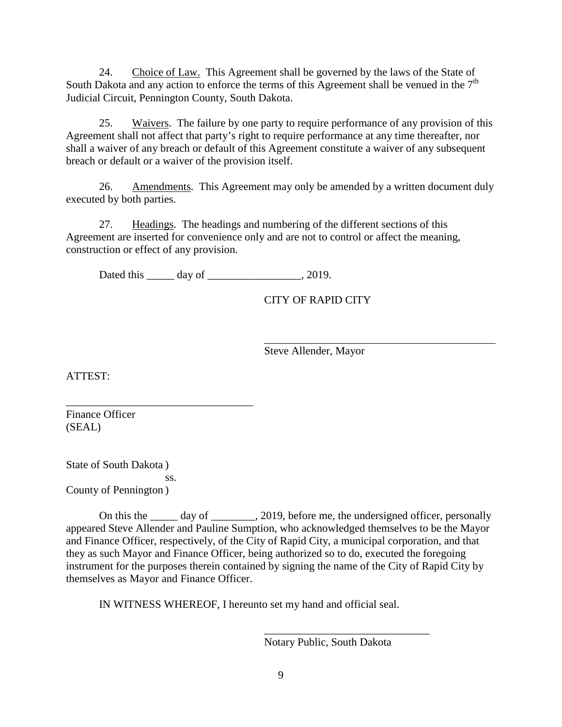24. Choice of Law. This Agreement shall be governed by the laws of the State of South Dakota and any action to enforce the terms of this Agreement shall be venued in the 7th Judicial Circuit, Pennington County, South Dakota.

25. Waivers. The failure by one party to require performance of any provision of this Agreement shall not affect that party's right to require performance at any time thereafter, nor shall a waiver of any breach or default of this Agreement constitute a waiver of any subsequent breach or default or a waiver of the provision itself.

26. Amendments. This Agreement may only be amended by a written document duly executed by both parties.

27. Headings. The headings and numbering of the different sections of this Agreement are inserted for convenience only and are not to control or affect the meaning, construction or effect of any provision.

Dated this _____ day of _________________, 2019.

CITY OF RAPID CITY

___________________________________________

Steve Allender, Mayor

ATTEST:

__________________________________

Finance Officer
(SEAL)

State of South Dakota )
ss.
County of Pennington )

On this the _____ day of ________, 2019, before me, the undersigned officer, personally appeared Steve Allender and Pauline Sumption, who acknowledged themselves to be the Mayor and Finance Officer, respectively, of the City of Rapid City, a municipal corporation, and that they as such Mayor and Finance Officer, being authorized so to do, executed the foregoing instrument for the purposes therein contained by signing the name of the City of Rapid City by themselves as Mayor and Finance Officer.

IN WITNESS WHEREOF, I hereunto set my hand and official seal.

______________________________

Notary Public, South Dakota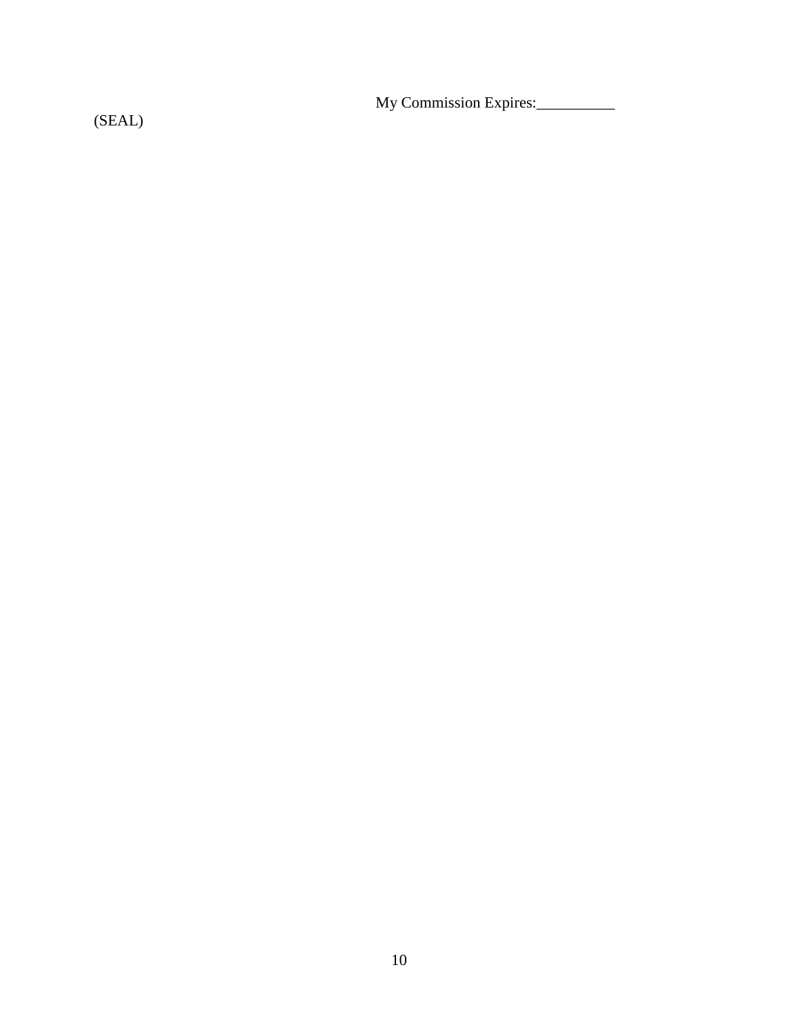My Commission Expires:__________

(SEAL)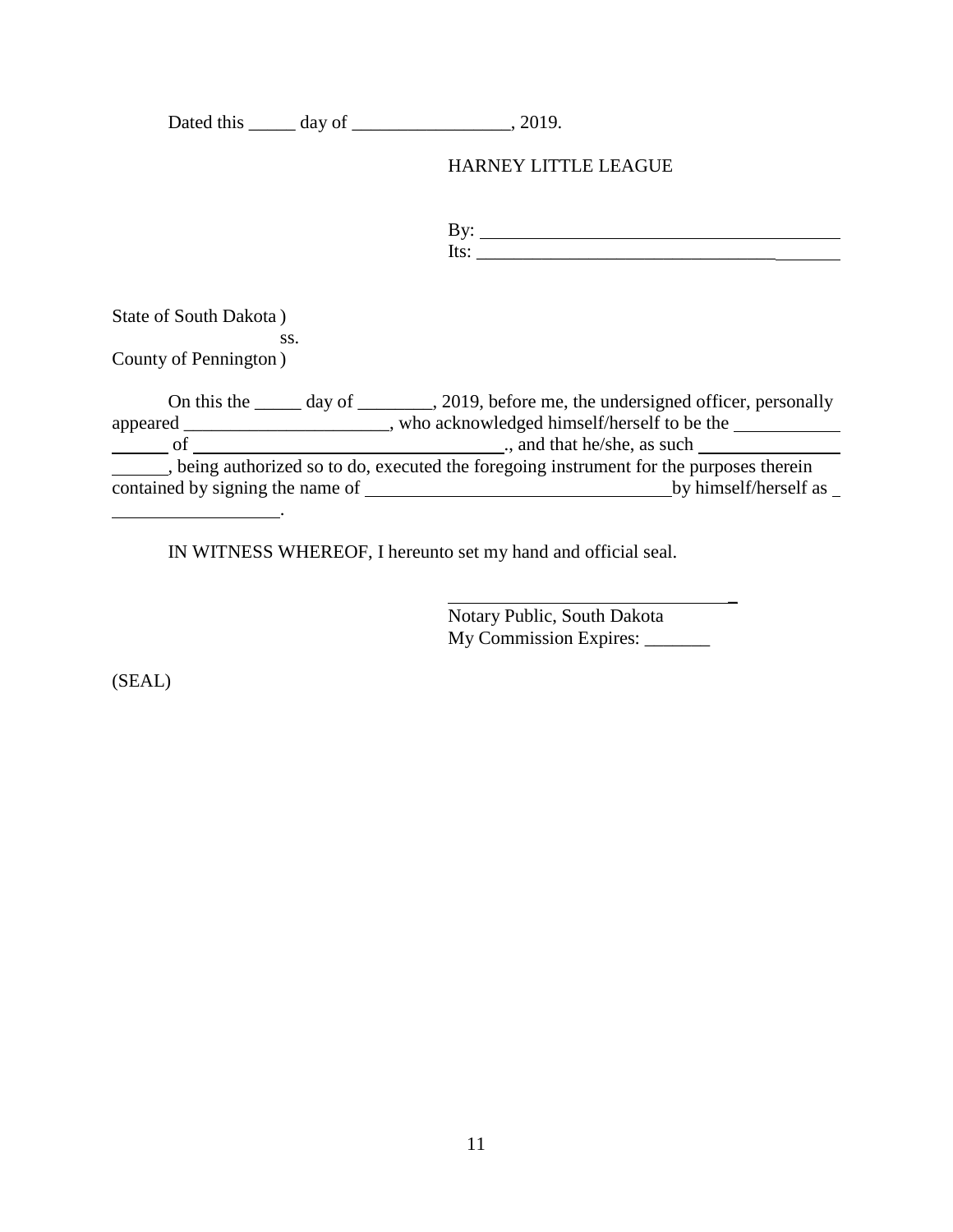Dated this _____ day of _________________, 2019.

HARNEY LITTLE LEAGUE

By: ________________________________________
Its: ________________________________________

State of South Dakota )
ss.
County of Pennington )

On this the _____ day of ________, 2019, before me, the undersigned officer, personally appeared ______________________, who acknowledged himself/herself to be the ___________ ______ of ________________________________., and that he/she, as such _______________ ______, being authorized so to do, executed the foregoing instrument for the purposes therein contained by signing the name of _________________________________by himself/herself as _ __________________.

IN WITNESS WHEREOF, I hereunto set my hand and official seal.

_______________________________
Notary Public, South Dakota
My Commission Expires: _______

(SEAL)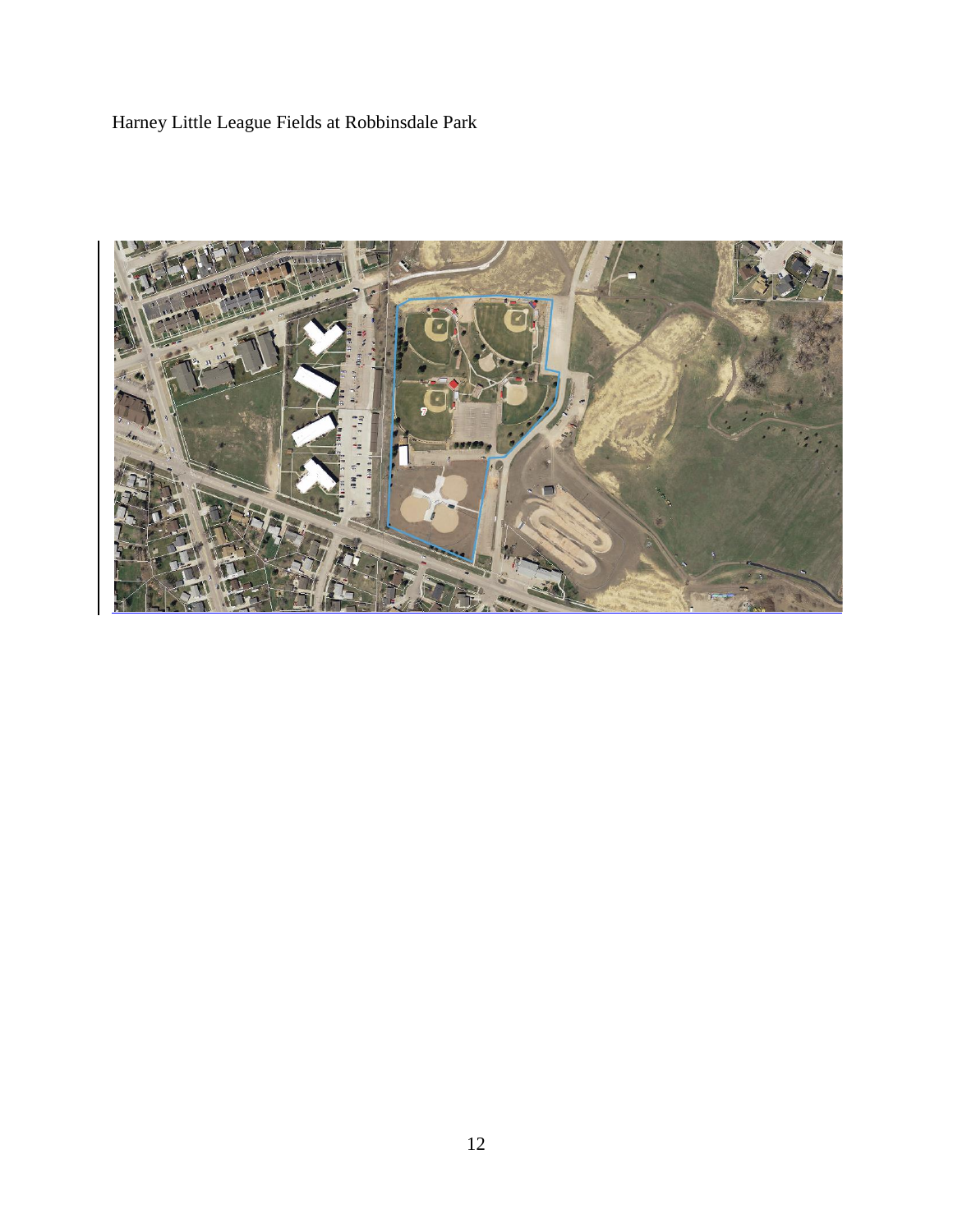Harney Little League Fields at Robbinsdale Park